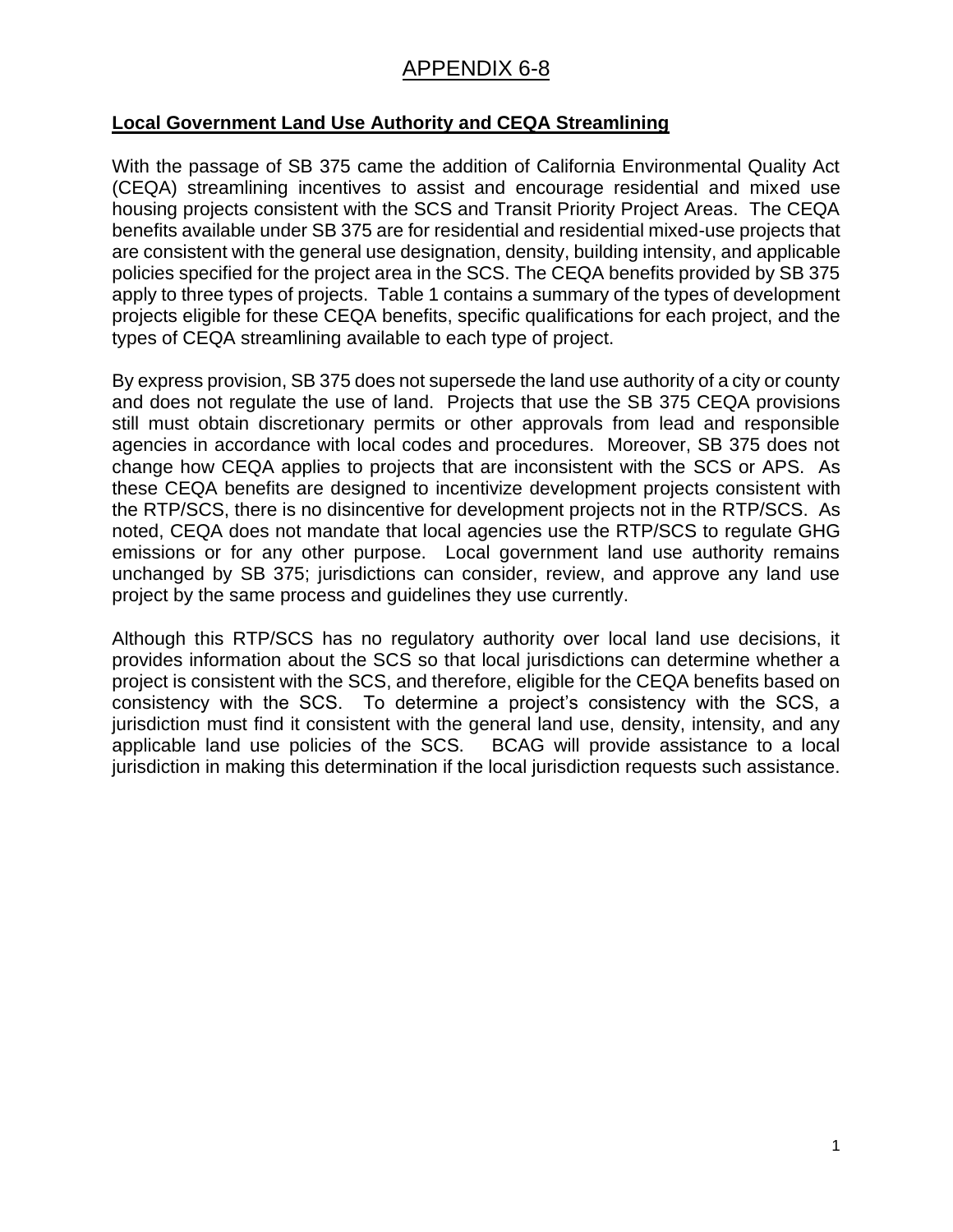# APPENDIX 6-8

**Local Government Land Use Authority and CEQA Streamlining**

With the passage of SB 375 came the addition of California Environmental Quality Act (CEQA) streamlining incentives to assist and encourage residential and mixed use housing projects consistent with the SCS and Transit Priority Project Areas. The CEQA benefits available under SB 375 are for residential and residential mixed-use projects that are consistent with the general use designation, density, building intensity, and applicable policies specified for the project area in the SCS. The CEQA benefits provided by SB 375 apply to three types of projects. Table 1 contains a summary of the types of development projects eligible for these CEQA benefits, specific qualifications for each project, and the types of CEQA streamlining available to each type of project.

By express provision, SB 375 does not supersede the land use authority of a city or county and does not regulate the use of land. Projects that use the SB 375 CEQA provisions still must obtain discretionary permits or other approvals from lead and responsible agencies in accordance with local codes and procedures. Moreover, SB 375 does not change how CEQA applies to projects that are inconsistent with the SCS or APS. As these CEQA benefits are designed to incentivize development projects consistent with the RTP/SCS, there is no disincentive for development projects not in the RTP/SCS. As noted, CEQA does not mandate that local agencies use the RTP/SCS to regulate GHG emissions or for any other purpose. Local government land use authority remains unchanged by SB 375; jurisdictions can consider, review, and approve any land use project by the same process and guidelines they use currently.

Although this RTP/SCS has no regulatory authority over local land use decisions, it provides information about the SCS so that local jurisdictions can determine whether a project is consistent with the SCS, and therefore, eligible for the CEQA benefits based on consistency with the SCS. To determine a project's consistency with the SCS, a jurisdiction must find it consistent with the general land use, density, intensity, and any applicable land use policies of the SCS. BCAG will provide assistance to a local jurisdiction in making this determination if the local jurisdiction requests such assistance.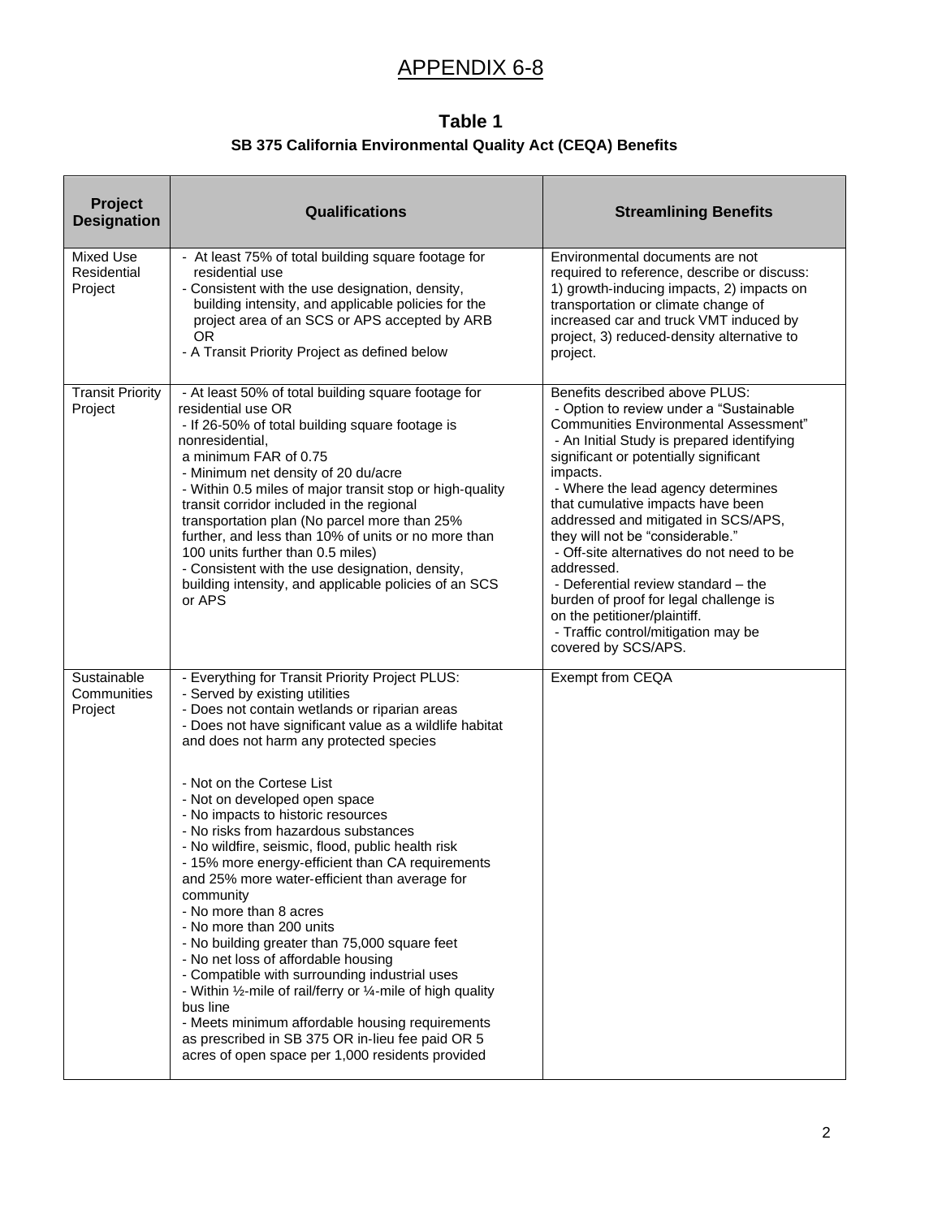# APPENDIX 6-8

## Table 1

### SB 375 California Environmental Quality Act (CEQA) Benefits

| Project Designation | Qualifications | Streamlining Benefits |
|---|---|---|
| Mixed Use Residential Project | - At least 75% of total building square footage for residential use<br>- Consistent with the use designation, density, building intensity, and applicable policies for the project area of an SCS or APS accepted by ARB<br>OR<br>- A Transit Priority Project as defined below | Environmental documents are not required to reference, describe or discuss: 1) growth-inducing impacts, 2) impacts on transportation or climate change of increased car and truck VMT induced by project, 3) reduced-density alternative to project. |
| Transit Priority Project | - At least 50% of total building square footage for residential use OR<br>- If 26-50% of total building square footage is nonresidential, a minimum FAR of 0.75<br>- Minimum net density of 20 du/acre<br>- Within 0.5 miles of major transit stop or high-quality transit corridor included in the regional transportation plan (No parcel more than 25% further, and less than 10% of units or no more than 100 units further than 0.5 miles)<br>- Consistent with the use designation, density, building intensity, and applicable policies of an SCS or APS | Benefits described above PLUS:<br>- Option to review under a "Sustainable Communities Environmental Assessment"<br>- An Initial Study is prepared identifying significant or potentially significant impacts.<br>- Where the lead agency determines that cumulative impacts have been addressed and mitigated in SCS/APS, they will not be "considerable."<br>- Off-site alternatives do not need to be addressed.<br>- Deferential review standard – the burden of proof for legal challenge is on the petitioner/plaintiff.<br>- Traffic control/mitigation may be covered by SCS/APS. |
| Sustainable Communities Project | - Everything for Transit Priority Project PLUS:<br>- Served by existing utilities<br>- Does not contain wetlands or riparian areas<br>- Does not have significant value as a wildlife habitat and does not harm any protected species<br>- Not on the Cortese List<br>- Not on developed open space<br>- No impacts to historic resources<br>- No risks from hazardous substances<br>- No wildfire, seismic, flood, public health risk<br>- 15% more energy-efficient than CA requirements and 25% more water-efficient than average for community<br>- No more than 8 acres<br>- No more than 200 units<br>- No building greater than 75,000 square feet<br>- No net loss of affordable housing<br>- Compatible with surrounding industrial uses<br>- Within ½-mile of rail/ferry or ¼-mile of high quality bus line<br>- Meets minimum affordable housing requirements as prescribed in SB 375 OR in-lieu fee paid OR 5 acres of open space per 1,000 residents provided | Exempt from CEQA |